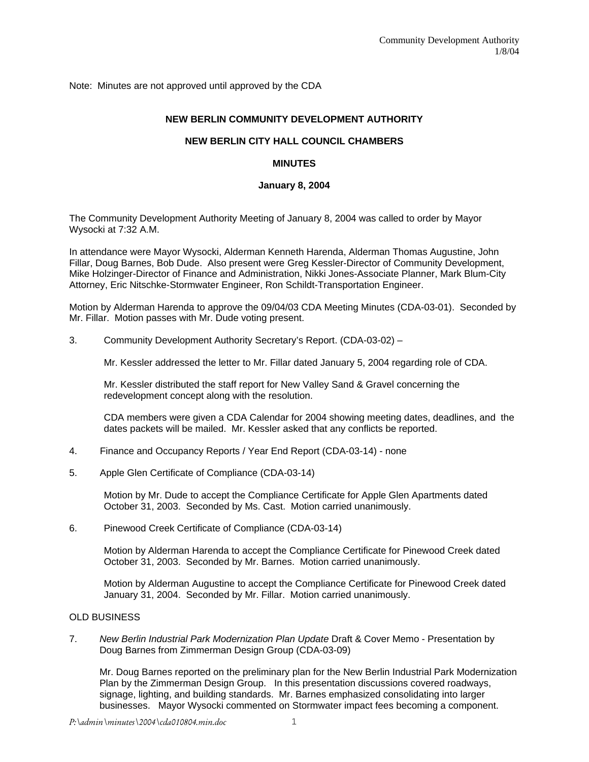Note: Minutes are not approved until approved by the CDA

**NEW BERLIN COMMUNITY DEVELOPMENT AUTHORITY**

**NEW BERLIN CITY HALL COUNCIL CHAMBERS**

**MINUTES**

**January 8, 2004**

The Community Development Authority Meeting of January 8, 2004 was called to order by Mayor Wysocki at 7:32 A.M.

In attendance were Mayor Wysocki, Alderman Kenneth Harenda, Alderman Thomas Augustine, John Fillar, Doug Barnes, Bob Dude. Also present were Greg Kessler-Director of Community Development, Mike Holzinger-Director of Finance and Administration, Nikki Jones-Associate Planner, Mark Blum-City Attorney, Eric Nitschke-Stormwater Engineer, Ron Schildt-Transportation Engineer.

Motion by Alderman Harenda to approve the 09/04/03 CDA Meeting Minutes (CDA-03-01). Seconded by Mr. Fillar. Motion passes with Mr. Dude voting present.

3. Community Development Authority Secretary's Report. (CDA-03-02) –

   Mr. Kessler addressed the letter to Mr. Fillar dated January 5, 2004 regarding role of CDA.

   Mr. Kessler distributed the staff report for New Valley Sand & Gravel concerning the redevelopment concept along with the resolution.

   CDA members were given a CDA Calendar for 2004 showing meeting dates, deadlines, and the dates packets will be mailed. Mr. Kessler asked that any conflicts be reported.

4. Finance and Occupancy Reports / Year End Report (CDA-03-14) - none

5. Apple Glen Certificate of Compliance (CDA-03-14)

   Motion by Mr. Dude to accept the Compliance Certificate for Apple Glen Apartments dated October 31, 2003. Seconded by Ms. Cast. Motion carried unanimously.

6. Pinewood Creek Certificate of Compliance (CDA-03-14)

   Motion by Alderman Harenda to accept the Compliance Certificate for Pinewood Creek dated October 31, 2003. Seconded by Mr. Barnes. Motion carried unanimously.

   Motion by Alderman Augustine to accept the Compliance Certificate for Pinewood Creek dated January 31, 2004. Seconded by Mr. Fillar. Motion carried unanimously.

OLD BUSINESS

7. *New Berlin Industrial Park Modernization Plan Update* Draft & Cover Memo - Presentation by Doug Barnes from Zimmerman Design Group (CDA-03-09)

   Mr. Doug Barnes reported on the preliminary plan for the New Berlin Industrial Park Modernization Plan by the Zimmerman Design Group. In this presentation discussions covered roadways, signage, lighting, and building standards. Mr. Barnes emphasized consolidating into larger businesses. Mayor Wysocki commented on Stormwater impact fees becoming a component.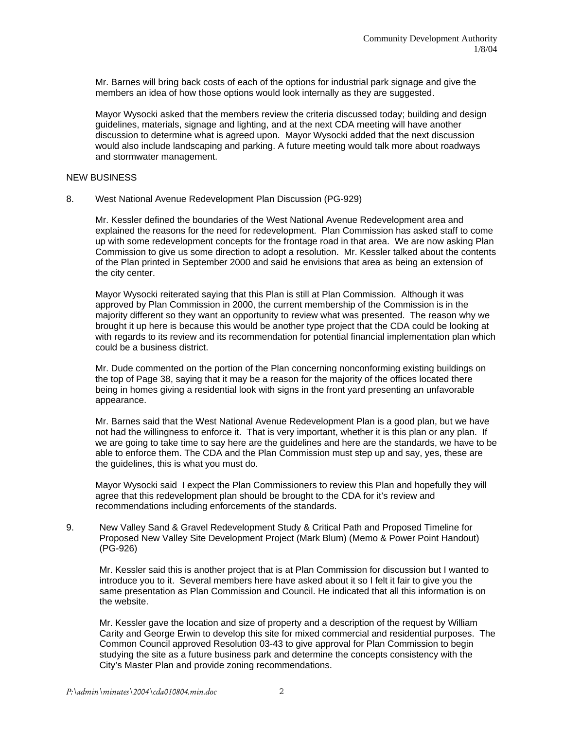Mr. Barnes will bring back costs of each of the options for industrial park signage and give the members an idea of how those options would look internally as they are suggested.

Mayor Wysocki asked that the members review the criteria discussed today; building and design guidelines, materials, signage and lighting, and at the next CDA meeting will have another discussion to determine what is agreed upon. Mayor Wysocki added that the next discussion would also include landscaping and parking. A future meeting would talk more about roadways and stormwater management.

NEW BUSINESS

8. West National Avenue Redevelopment Plan Discussion (PG-929)

Mr. Kessler defined the boundaries of the West National Avenue Redevelopment area and explained the reasons for the need for redevelopment. Plan Commission has asked staff to come up with some redevelopment concepts for the frontage road in that area. We are now asking Plan Commission to give us some direction to adopt a resolution. Mr. Kessler talked about the contents of the Plan printed in September 2000 and said he envisions that area as being an extension of the city center.

Mayor Wysocki reiterated saying that this Plan is still at Plan Commission. Although it was approved by Plan Commission in 2000, the current membership of the Commission is in the majority different so they want an opportunity to review what was presented. The reason why we brought it up here is because this would be another type project that the CDA could be looking at with regards to its review and its recommendation for potential financial implementation plan which could be a business district.

Mr. Dude commented on the portion of the Plan concerning nonconforming existing buildings on the top of Page 38, saying that it may be a reason for the majority of the offices located there being in homes giving a residential look with signs in the front yard presenting an unfavorable appearance.

Mr. Barnes said that the West National Avenue Redevelopment Plan is a good plan, but we have not had the willingness to enforce it. That is very important, whether it is this plan or any plan. If we are going to take time to say here are the guidelines and here are the standards, we have to be able to enforce them. The CDA and the Plan Commission must step up and say, yes, these are the guidelines, this is what you must do.

Mayor Wysocki said I expect the Plan Commissioners to review this Plan and hopefully they will agree that this redevelopment plan should be brought to the CDA for it's review and recommendations including enforcements of the standards.

9. New Valley Sand & Gravel Redevelopment Study & Critical Path and Proposed Timeline for Proposed New Valley Site Development Project (Mark Blum) (Memo & Power Point Handout) (PG-926)

Mr. Kessler said this is another project that is at Plan Commission for discussion but I wanted to introduce you to it. Several members here have asked about it so I felt it fair to give you the same presentation as Plan Commission and Council. He indicated that all this information is on the website.

Mr. Kessler gave the location and size of property and a description of the request by William Carity and George Erwin to develop this site for mixed commercial and residential purposes. The Common Council approved Resolution 03-43 to give approval for Plan Commission to begin studying the site as a future business park and determine the concepts consistency with the City's Master Plan and provide zoning recommendations.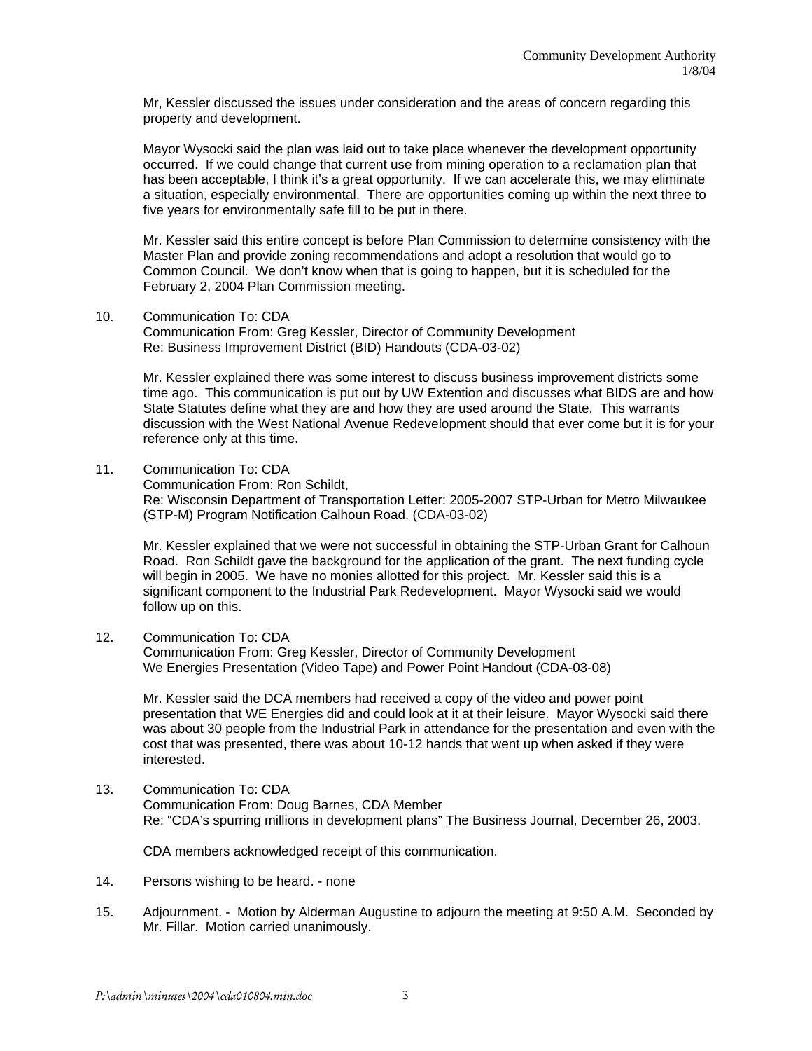Mr, Kessler discussed the issues under consideration and the areas of concern regarding this property and development.

Mayor Wysocki said the plan was laid out to take place whenever the development opportunity occurred. If we could change that current use from mining operation to a reclamation plan that has been acceptable, I think it's a great opportunity. If we can accelerate this, we may eliminate a situation, especially environmental. There are opportunities coming up within the next three to five years for environmentally safe fill to be put in there.

Mr. Kessler said this entire concept is before Plan Commission to determine consistency with the Master Plan and provide zoning recommendations and adopt a resolution that would go to Common Council. We don't know when that is going to happen, but it is scheduled for the February 2, 2004 Plan Commission meeting.

10. Communication To: CDA
 Communication From: Greg Kessler, Director of Community Development
 Re: Business Improvement District (BID) Handouts (CDA-03-02)

 Mr. Kessler explained there was some interest to discuss business improvement districts some time ago. This communication is put out by UW Extention and discusses what BIDS are and how State Statutes define what they are and how they are used around the State. This warrants discussion with the West National Avenue Redevelopment should that ever come but it is for your reference only at this time.

11. Communication To: CDA
 Communication From: Ron Schildt,
 Re: Wisconsin Department of Transportation Letter: 2005-2007 STP-Urban for Metro Milwaukee (STP-M) Program Notification Calhoun Road. (CDA-03-02)

 Mr. Kessler explained that we were not successful in obtaining the STP-Urban Grant for Calhoun Road. Ron Schildt gave the background for the application of the grant. The next funding cycle will begin in 2005. We have no monies allotted for this project. Mr. Kessler said this is a significant component to the Industrial Park Redevelopment. Mayor Wysocki said we would follow up on this.

12. Communication To: CDA
 Communication From: Greg Kessler, Director of Community Development
 We Energies Presentation (Video Tape) and Power Point Handout (CDA-03-08)

 Mr. Kessler said the DCA members had received a copy of the video and power point presentation that WE Energies did and could look at it at their leisure. Mayor Wysocki said there was about 30 people from the Industrial Park in attendance for the presentation and even with the cost that was presented, there was about 10-12 hands that went up when asked if they were interested.

13. Communication To: CDA
 Communication From: Doug Barnes, CDA Member
 Re: "CDA's spurring millions in development plans" The Business Journal, December 26, 2003.

 CDA members acknowledged receipt of this communication.

14. Persons wishing to be heard. - none

15. Adjournment. - Motion by Alderman Augustine to adjourn the meeting at 9:50 A.M. Seconded by Mr. Fillar. Motion carried unanimously.